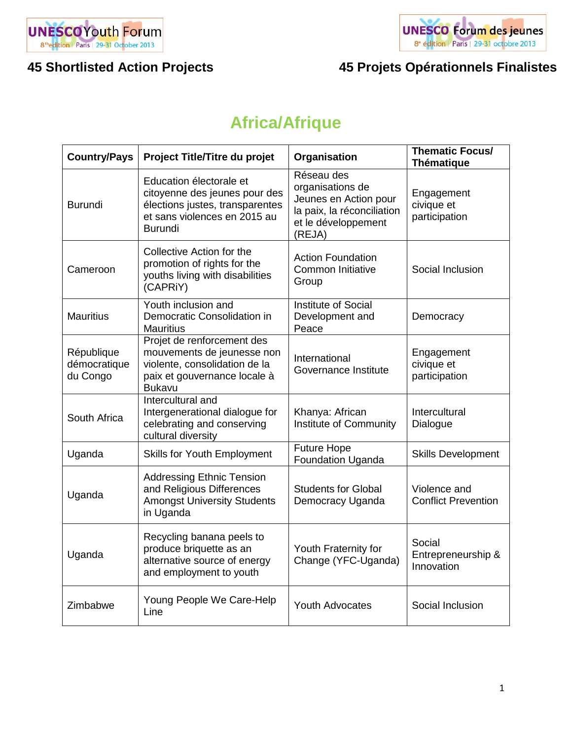UNESCO Youth Forum 8th edition | Paris | 29-31 October 2013

UNESCO Forum des jeunes 8e édition | Paris | 29-31 octobre 2013

## 45 Shortlisted Action Projects

## 45 Projets Opérationnels Finalistes

# Africa/Afrique

| Country/Pays | Project Title/Titre du projet | Organisation | Thematic Focus/ Thématique |
|---|---|---|---|
| Burundi | Education électorale et citoyenne des jeunes pour des élections justes, transparentes et sans violences en 2015 au Burundi | Réseau des organisations de Jeunes en Action pour la paix, la réconciliation et le développement (REJA) | Engagement civique et participation |
| Cameroon | Collective Action for the promotion of rights for the youths living with disabilities (CAPRiY) | Action Foundation Common Initiative Group | Social Inclusion |
| Mauritius | Youth inclusion and Democratic Consolidation in Mauritius | Institute of Social Development and Peace | Democracy |
| République démocratique du Congo | Projet de renforcement des mouvements de jeunesse non violente, consolidation de la paix et gouvernance locale à Bukavu | International Governance Institute | Engagement civique et participation |
| South Africa | Intercultural and Intergenerational dialogue for celebrating and conserving cultural diversity | Khanya: African Institute of Community | Intercultural Dialogue |
| Uganda | Skills for Youth Employment | Future Hope Foundation Uganda | Skills Development |
| Uganda | Addressing Ethnic Tension and Religious Differences Amongst University Students in Uganda | Students for Global Democracy Uganda | Violence and Conflict Prevention |
| Uganda | Recycling banana peels to produce briquette as an alternative source of energy and employment to youth | Youth Fraternity for Change (YFC-Uganda) | Social Entrepreneurship & Innovation |
| Zimbabwe | Young People We Care-Help Line | Youth Advocates | Social Inclusion |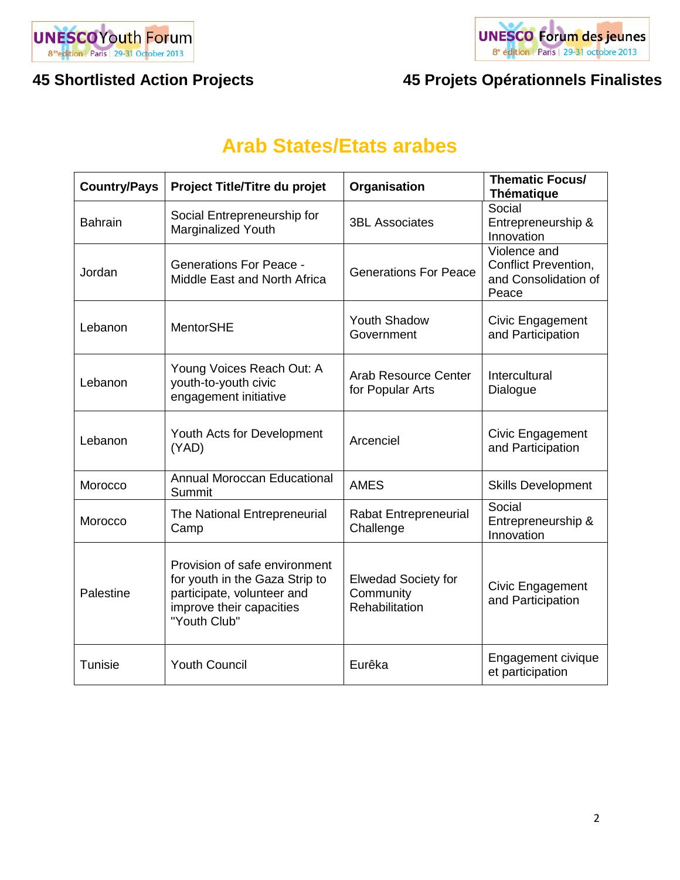45 Shortlisted Action Projects

45 Projets Opérationnels Finalistes

# Arab States/Etats arabes

| Country/Pays | Project Title/Titre du projet | Organisation | Thematic Focus/ Thématique |
|---|---|---|---|
| Bahrain | Social Entrepreneurship for Marginalized Youth | 3BL Associates | Social Entrepreneurship & Innovation |
| Jordan | Generations For Peace - Middle East and North Africa | Generations For Peace | Violence and Conflict Prevention, and Consolidation of Peace |
| Lebanon | MentorSHE | Youth Shadow Government | Civic Engagement and Participation |
| Lebanon | Young Voices Reach Out: A youth-to-youth civic engagement initiative | Arab Resource Center for Popular Arts | Intercultural Dialogue |
| Lebanon | Youth Acts for Development (YAD) | Arcenciel | Civic Engagement and Participation |
| Morocco | Annual Moroccan Educational Summit | AMES | Skills Development |
| Morocco | The National Entrepreneurial Camp | Rabat Entrepreneurial Challenge | Social Entrepreneurship & Innovation |
| Palestine | Provision of safe environment for youth in the Gaza Strip to participate, volunteer and improve their capacities "Youth Club" | Elwedad Society for Community Rehabilitation | Civic Engagement and Participation |
| Tunisie | Youth Council | Eurêka | Engagement civique et participation |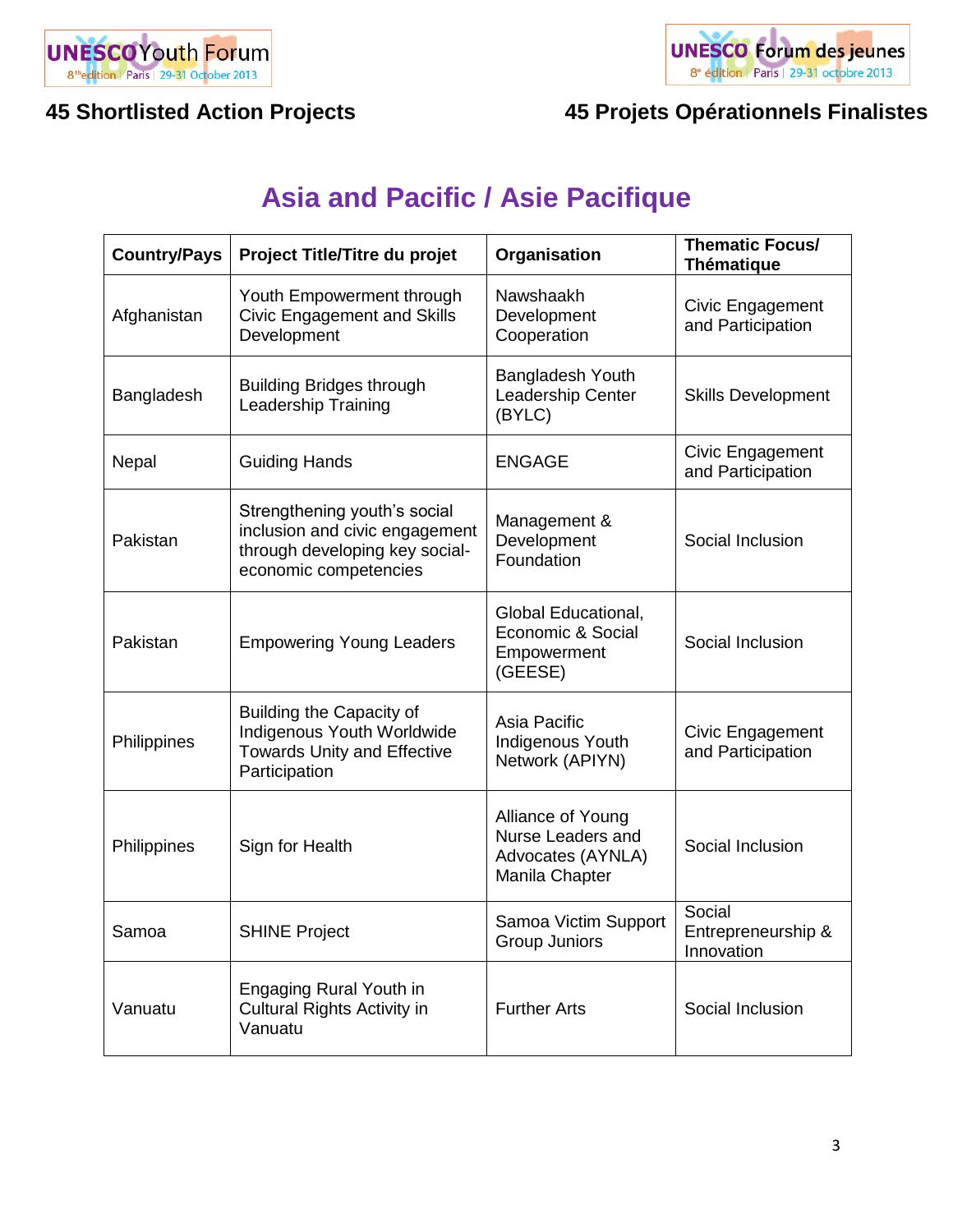**45 Shortlisted Action Projects** **45 Projets Opérationnels Finalistes**

# Asia and Pacific / Asie Pacifique

| Country/Pays | Project Title/Titre du projet | Organisation | Thematic Focus/ Thématique |
|---|---|---|---|
| Afghanistan | Youth Empowerment through Civic Engagement and Skills Development | Nawshaakh Development Cooperation | Civic Engagement and Participation |
| Bangladesh | Building Bridges through Leadership Training | Bangladesh Youth Leadership Center (BYLC) | Skills Development |
| Nepal | Guiding Hands | ENGAGE | Civic Engagement and Participation |
| Pakistan | Strengthening youth's social inclusion and civic engagement through developing key social-economic competencies | Management & Development Foundation | Social Inclusion |
| Pakistan | Empowering Young Leaders | Global Educational, Economic & Social Empowerment (GEESE) | Social Inclusion |
| Philippines | Building the Capacity of Indigenous Youth Worldwide Towards Unity and Effective Participation | Asia Pacific Indigenous Youth Network (APIYN) | Civic Engagement and Participation |
| Philippines | Sign for Health | Alliance of Young Nurse Leaders and Advocates (AYNLA) Manila Chapter | Social Inclusion |
| Samoa | SHINE Project | Samoa Victim Support Group Juniors | Social Entrepreneurship & Innovation |
| Vanuatu | Engaging Rural Youth in Cultural Rights Activity in Vanuatu | Further Arts | Social Inclusion |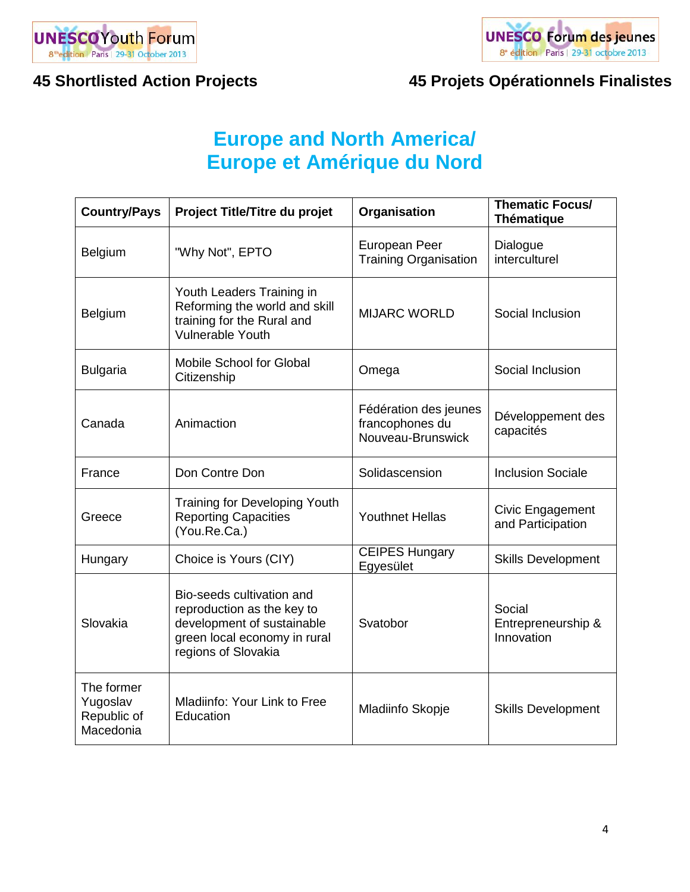**45 Shortlisted Action Projects** | **45 Projets Opérationnels Finalistes**

# Europe and North America/ Europe et Amérique du Nord

| Country/Pays | Project Title/Titre du projet | Organisation | Thematic Focus/ Thématique |
|---|---|---|---|
| Belgium | "Why Not", EPTO | European Peer Training Organisation | Dialogue interculturel |
| Belgium | Youth Leaders Training in Reforming the world and skill training for the Rural and Vulnerable Youth | MIJARC WORLD | Social Inclusion |
| Bulgaria | Mobile School for Global Citizenship | Omega | Social Inclusion |
| Canada | Animaction | Fédération des jeunes francophones du Nouveau-Brunswick | Développement des capacités |
| France | Don Contre Don | Solidascension | Inclusion Sociale |
| Greece | Training for Developing Youth Reporting Capacities (You.Re.Ca.) | Youthnet Hellas | Civic Engagement and Participation |
| Hungary | Choice is Yours (CIY) | CEIPES Hungary Egyesület | Skills Development |
| Slovakia | Bio-seeds cultivation and reproduction as the key to development of sustainable green local economy in rural regions of Slovakia | Svatobor | Social Entrepreneurship & Innovation |
| The former Yugoslav Republic of Macedonia | Mladiinfo: Your Link to Free Education | Mladiinfo Skopje | Skills Development |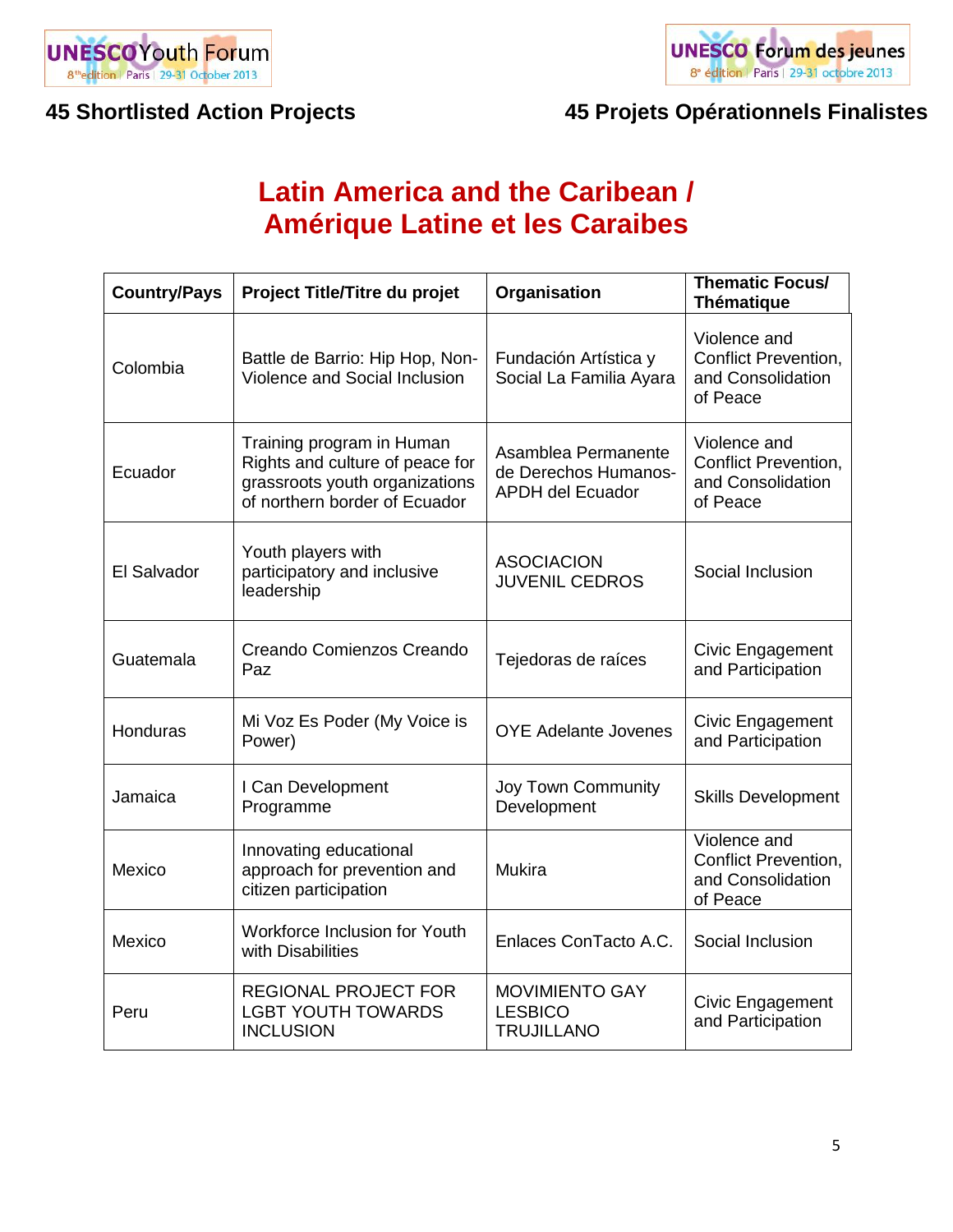45 Shortlisted Action Projects

45 Projets Opérationnels Finalistes

# Latin America and the Caribean / Amérique Latine et les Caraibes

| Country/Pays | Project Title/Titre du projet | Organisation | Thematic Focus/ Thématique |
|---|---|---|---|
| Colombia | Battle de Barrio: Hip Hop, Non-Violence and Social Inclusion | Fundación Artística y Social La Familia Ayara | Violence and Conflict Prevention, and Consolidation of Peace |
| Ecuador | Training program in Human Rights and culture of peace for grassroots youth organizations of northern border of Ecuador | Asamblea Permanente de Derechos Humanos-APDH del Ecuador | Violence and Conflict Prevention, and Consolidation of Peace |
| El Salvador | Youth players with participatory and inclusive leadership | ASOCIACION JUVENIL CEDROS | Social Inclusion |
| Guatemala | Creando Comienzos Creando Paz | Tejedoras de raíces | Civic Engagement and Participation |
| Honduras | Mi Voz Es Poder (My Voice is Power) | OYE Adelante Jovenes | Civic Engagement and Participation |
| Jamaica | I Can Development Programme | Joy Town Community Development | Skills Development |
| Mexico | Innovating educational approach for prevention and citizen participation | Mukira | Violence and Conflict Prevention, and Consolidation of Peace |
| Mexico | Workforce Inclusion for Youth with Disabilities | Enlaces ConTacto A.C. | Social Inclusion |
| Peru | REGIONAL PROJECT FOR LGBT YOUTH TOWARDS INCLUSION | MOVIMIENTO GAY LESBICO TRUJILLANO | Civic Engagement and Participation |